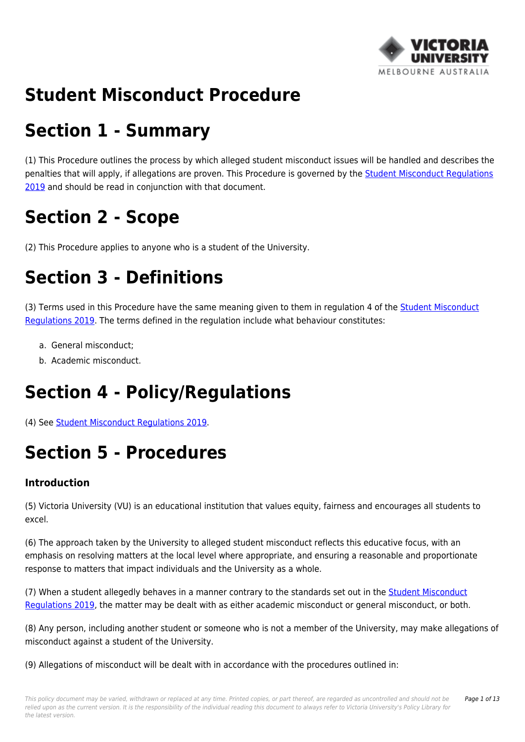# Student Misconduct Procedure

# Section 1 - Summary

(1) This Procedure outlines the process by which alleged student misconduct issues will be handled and describes the penalties that will apply, if allegations are proven. This Procedure is governed by the Student Misconduct Regulations 2019 and should be read in conjunction with that document.

# Section 2 - Scope

(2) This Procedure applies to anyone who is a student of the University.

# Section 3 - Definitions

(3) Terms used in this Procedure have the same meaning given to them in regulation 4 of the Student Misconduct Regulations 2019. The terms defined in the regulation include what behaviour constitutes:

a. General misconduct;
b. Academic misconduct.

# Section 4 - Policy/Regulations

(4) See Student Misconduct Regulations 2019.

# Section 5 - Procedures

### Introduction

(5) Victoria University (VU) is an educational institution that values equity, fairness and encourages all students to excel.

(6) The approach taken by the University to alleged student misconduct reflects this educative focus, with an emphasis on resolving matters at the local level where appropriate, and ensuring a reasonable and proportionate response to matters that impact individuals and the University as a whole.

(7) When a student allegedly behaves in a manner contrary to the standards set out in the Student Misconduct Regulations 2019, the matter may be dealt with as either academic misconduct or general misconduct, or both.

(8) Any person, including another student or someone who is not a member of the University, may make allegations of misconduct against a student of the University.

(9) Allegations of misconduct will be dealt with in accordance with the procedures outlined in: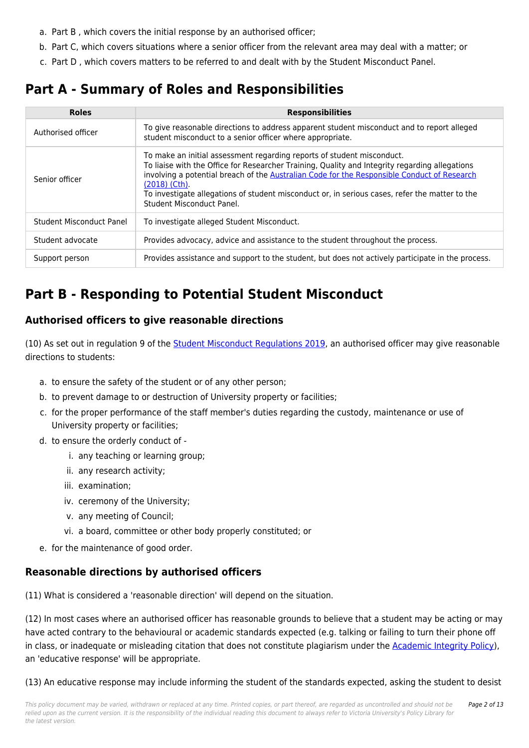a. Part B , which covers the initial response by an authorised officer;
b. Part C, which covers situations where a senior officer from the relevant area may deal with a matter; or
c. Part D , which covers matters to be referred to and dealt with by the Student Misconduct Panel.

# Part A - Summary of Roles and Responsibilities

| Roles | Responsibilities |
|---|---|
| Authorised officer | To give reasonable directions to address apparent student misconduct and to report alleged student misconduct to a senior officer where appropriate. |
| Senior officer | To make an initial assessment regarding reports of student misconduct.<br>To liaise with the Office for Researcher Training, Quality and Integrity regarding allegations involving a potential breach of the Australian Code for the Responsible Conduct of Research (2018) (Cth).<br>To investigate allegations of student misconduct or, in serious cases, refer the matter to the Student Misconduct Panel. |
| Student Misconduct Panel | To investigate alleged Student Misconduct. |
| Student advocate | Provides advocacy, advice and assistance to the student throughout the process. |
| Support person | Provides assistance and support to the student, but does not actively participate in the process. |

# Part B - Responding to Potential Student Misconduct

## Authorised officers to give reasonable directions

(10) As set out in regulation 9 of the Student Misconduct Regulations 2019, an authorised officer may give reasonable directions to students:

a. to ensure the safety of the student or of any other person;
b. to prevent damage to or destruction of University property or facilities;
c. for the proper performance of the staff member's duties regarding the custody, maintenance or use of University property or facilities;
d. to ensure the orderly conduct of -
    i. any teaching or learning group;
    ii. any research activity;
    iii. examination;
    iv. ceremony of the University;
    v. any meeting of Council;
    vi. a board, committee or other body properly constituted; or
e. for the maintenance of good order.

## Reasonable directions by authorised officers

(11) What is considered a 'reasonable direction' will depend on the situation.

(12) In most cases where an authorised officer has reasonable grounds to believe that a student may be acting or may have acted contrary to the behavioural or academic standards expected (e.g. talking or failing to turn their phone off in class, or inadequate or misleading citation that does not constitute plagiarism under the Academic Integrity Policy), an 'educative response' will be appropriate.

(13) An educative response may include informing the student of the standards expected, asking the student to desist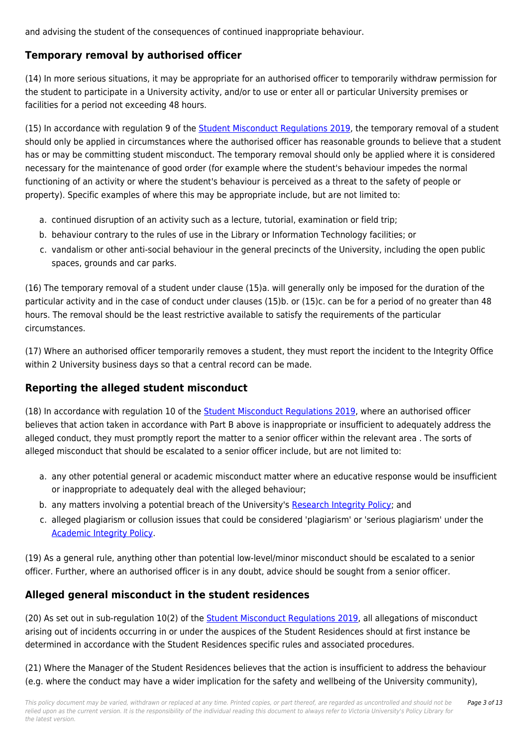and advising the student of the consequences of continued inappropriate behaviour.

## Temporary removal by authorised officer

(14) In more serious situations, it may be appropriate for an authorised officer to temporarily withdraw permission for the student to participate in a University activity, and/or to use or enter all or particular University premises or facilities for a period not exceeding 48 hours.

(15) In accordance with regulation 9 of the Student Misconduct Regulations 2019, the temporary removal of a student should only be applied in circumstances where the authorised officer has reasonable grounds to believe that a student has or may be committing student misconduct. The temporary removal should only be applied where it is considered necessary for the maintenance of good order (for example where the student's behaviour impedes the normal functioning of an activity or where the student's behaviour is perceived as a threat to the safety of people or property). Specific examples of where this may be appropriate include, but are not limited to:

a. continued disruption of an activity such as a lecture, tutorial, examination or field trip;
b. behaviour contrary to the rules of use in the Library or Information Technology facilities; or
c. vandalism or other anti-social behaviour in the general precincts of the University, including the open public spaces, grounds and car parks.

(16) The temporary removal of a student under clause (15)a. will generally only be imposed for the duration of the particular activity and in the case of conduct under clauses (15)b. or (15)c. can be for a period of no greater than 48 hours. The removal should be the least restrictive available to satisfy the requirements of the particular circumstances.

(17) Where an authorised officer temporarily removes a student, they must report the incident to the Integrity Office within 2 University business days so that a central record can be made.

## Reporting the alleged student misconduct

(18) In accordance with regulation 10 of the Student Misconduct Regulations 2019, where an authorised officer believes that action taken in accordance with Part B above is inappropriate or insufficient to adequately address the alleged conduct, they must promptly report the matter to a senior officer within the relevant area . The sorts of alleged misconduct that should be escalated to a senior officer include, but are not limited to:

a. any other potential general or academic misconduct matter where an educative response would be insufficient or inappropriate to adequately deal with the alleged behaviour;
b. any matters involving a potential breach of the University's Research Integrity Policy; and
c. alleged plagiarism or collusion issues that could be considered 'plagiarism' or 'serious plagiarism' under the Academic Integrity Policy.

(19) As a general rule, anything other than potential low-level/minor misconduct should be escalated to a senior officer. Further, where an authorised officer is in any doubt, advice should be sought from a senior officer.

## Alleged general misconduct in the student residences

(20) As set out in sub-regulation 10(2) of the Student Misconduct Regulations 2019, all allegations of misconduct arising out of incidents occurring in or under the auspices of the Student Residences should at first instance be determined in accordance with the Student Residences specific rules and associated procedures.

(21) Where the Manager of the Student Residences believes that the action is insufficient to address the behaviour (e.g. where the conduct may have a wider implication for the safety and wellbeing of the University community),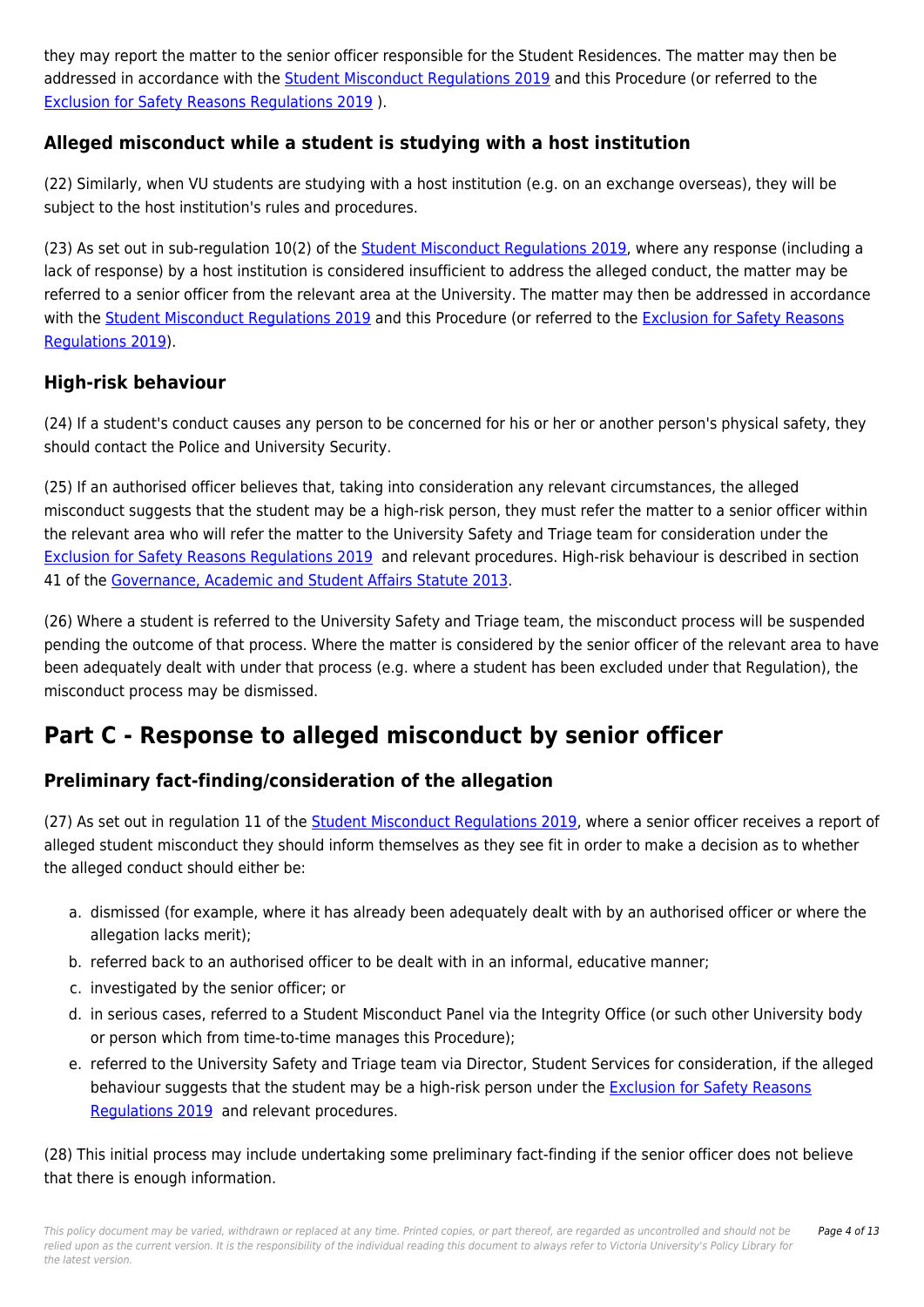they may report the matter to the senior officer responsible for the Student Residences. The matter may then be addressed in accordance with the Student Misconduct Regulations 2019 and this Procedure (or referred to the Exclusion for Safety Reasons Regulations 2019 ).

### Alleged misconduct while a student is studying with a host institution

(22) Similarly, when VU students are studying with a host institution (e.g. on an exchange overseas), they will be subject to the host institution's rules and procedures.

(23) As set out in sub-regulation 10(2) of the Student Misconduct Regulations 2019, where any response (including a lack of response) by a host institution is considered insufficient to address the alleged conduct, the matter may be referred to a senior officer from the relevant area at the University. The matter may then be addressed in accordance with the Student Misconduct Regulations 2019 and this Procedure (or referred to the Exclusion for Safety Reasons Regulations 2019).

### High-risk behaviour

(24) If a student's conduct causes any person to be concerned for his or her or another person's physical safety, they should contact the Police and University Security.

(25) If an authorised officer believes that, taking into consideration any relevant circumstances, the alleged misconduct suggests that the student may be a high-risk person, they must refer the matter to a senior officer within the relevant area who will refer the matter to the University Safety and Triage team for consideration under the Exclusion for Safety Reasons Regulations 2019 and relevant procedures. High-risk behaviour is described in section 41 of the Governance, Academic and Student Affairs Statute 2013.

(26) Where a student is referred to the University Safety and Triage team, the misconduct process will be suspended pending the outcome of that process. Where the matter is considered by the senior officer of the relevant area to have been adequately dealt with under that process (e.g. where a student has been excluded under that Regulation), the misconduct process may be dismissed.

## Part C - Response to alleged misconduct by senior officer

### Preliminary fact-finding/consideration of the allegation

(27) As set out in regulation 11 of the Student Misconduct Regulations 2019, where a senior officer receives a report of alleged student misconduct they should inform themselves as they see fit in order to make a decision as to whether the alleged conduct should either be:

a. dismissed (for example, where it has already been adequately dealt with by an authorised officer or where the allegation lacks merit);
b. referred back to an authorised officer to be dealt with in an informal, educative manner;
c. investigated by the senior officer; or
d. in serious cases, referred to a Student Misconduct Panel via the Integrity Office (or such other University body or person which from time-to-time manages this Procedure);
e. referred to the University Safety and Triage team via Director, Student Services for consideration, if the alleged behaviour suggests that the student may be a high-risk person under the Exclusion for Safety Reasons Regulations 2019 and relevant procedures.

(28) This initial process may include undertaking some preliminary fact-finding if the senior officer does not believe that there is enough information.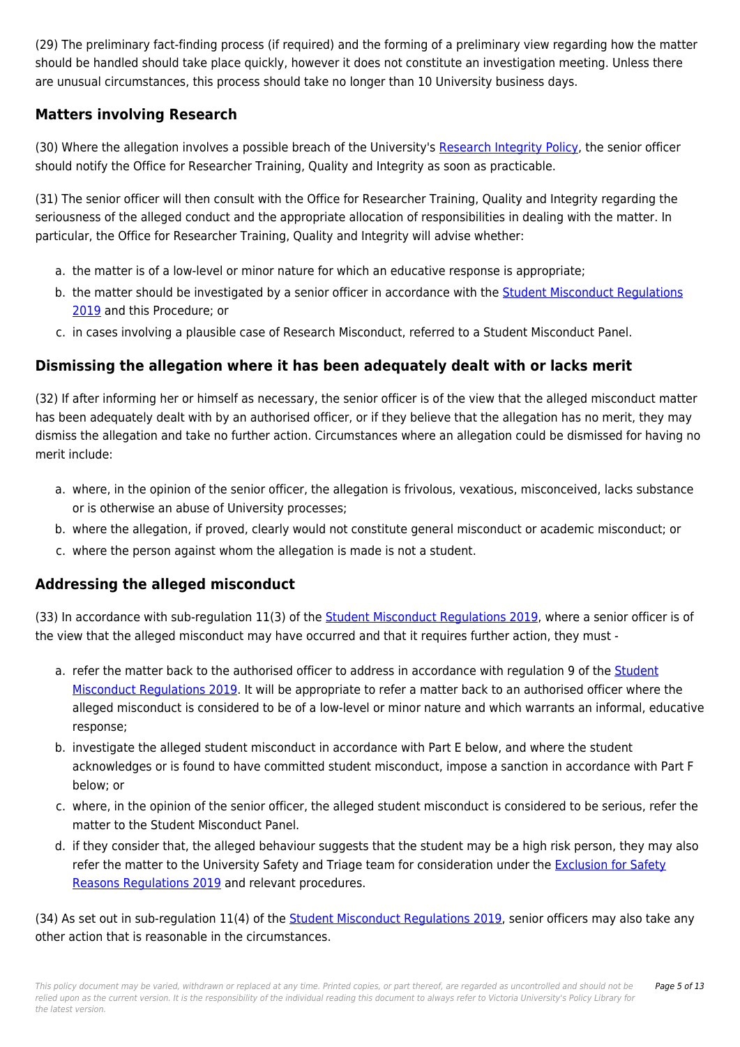(29) The preliminary fact-finding process (if required) and the forming of a preliminary view regarding how the matter should be handled should take place quickly, however it does not constitute an investigation meeting. Unless there are unusual circumstances, this process should take no longer than 10 University business days.

## Matters involving Research

(30) Where the allegation involves a possible breach of the University's Research Integrity Policy, the senior officer should notify the Office for Researcher Training, Quality and Integrity as soon as practicable.

(31) The senior officer will then consult with the Office for Researcher Training, Quality and Integrity regarding the seriousness of the alleged conduct and the appropriate allocation of responsibilities in dealing with the matter. In particular, the Office for Researcher Training, Quality and Integrity will advise whether:

a. the matter is of a low-level or minor nature for which an educative response is appropriate;
b. the matter should be investigated by a senior officer in accordance with the Student Misconduct Regulations 2019 and this Procedure; or
c. in cases involving a plausible case of Research Misconduct, referred to a Student Misconduct Panel.

## Dismissing the allegation where it has been adequately dealt with or lacks merit

(32) If after informing her or himself as necessary, the senior officer is of the view that the alleged misconduct matter has been adequately dealt with by an authorised officer, or if they believe that the allegation has no merit, they may dismiss the allegation and take no further action. Circumstances where an allegation could be dismissed for having no merit include:

a. where, in the opinion of the senior officer, the allegation is frivolous, vexatious, misconceived, lacks substance or is otherwise an abuse of University processes;
b. where the allegation, if proved, clearly would not constitute general misconduct or academic misconduct; or
c. where the person against whom the allegation is made is not a student.

## Addressing the alleged misconduct

(33) In accordance with sub-regulation 11(3) of the Student Misconduct Regulations 2019, where a senior officer is of the view that the alleged misconduct may have occurred and that it requires further action, they must -

a. refer the matter back to the authorised officer to address in accordance with regulation 9 of the Student Misconduct Regulations 2019. It will be appropriate to refer a matter back to an authorised officer where the alleged misconduct is considered to be of a low-level or minor nature and which warrants an informal, educative response;
b. investigate the alleged student misconduct in accordance with Part E below, and where the student acknowledges or is found to have committed student misconduct, impose a sanction in accordance with Part F below; or
c. where, in the opinion of the senior officer, the alleged student misconduct is considered to be serious, refer the matter to the Student Misconduct Panel.
d. if they consider that, the alleged behaviour suggests that the student may be a high risk person, they may also refer the matter to the University Safety and Triage team for consideration under the Exclusion for Safety Reasons Regulations 2019 and relevant procedures.

(34) As set out in sub-regulation 11(4) of the Student Misconduct Regulations 2019, senior officers may also take any other action that is reasonable in the circumstances.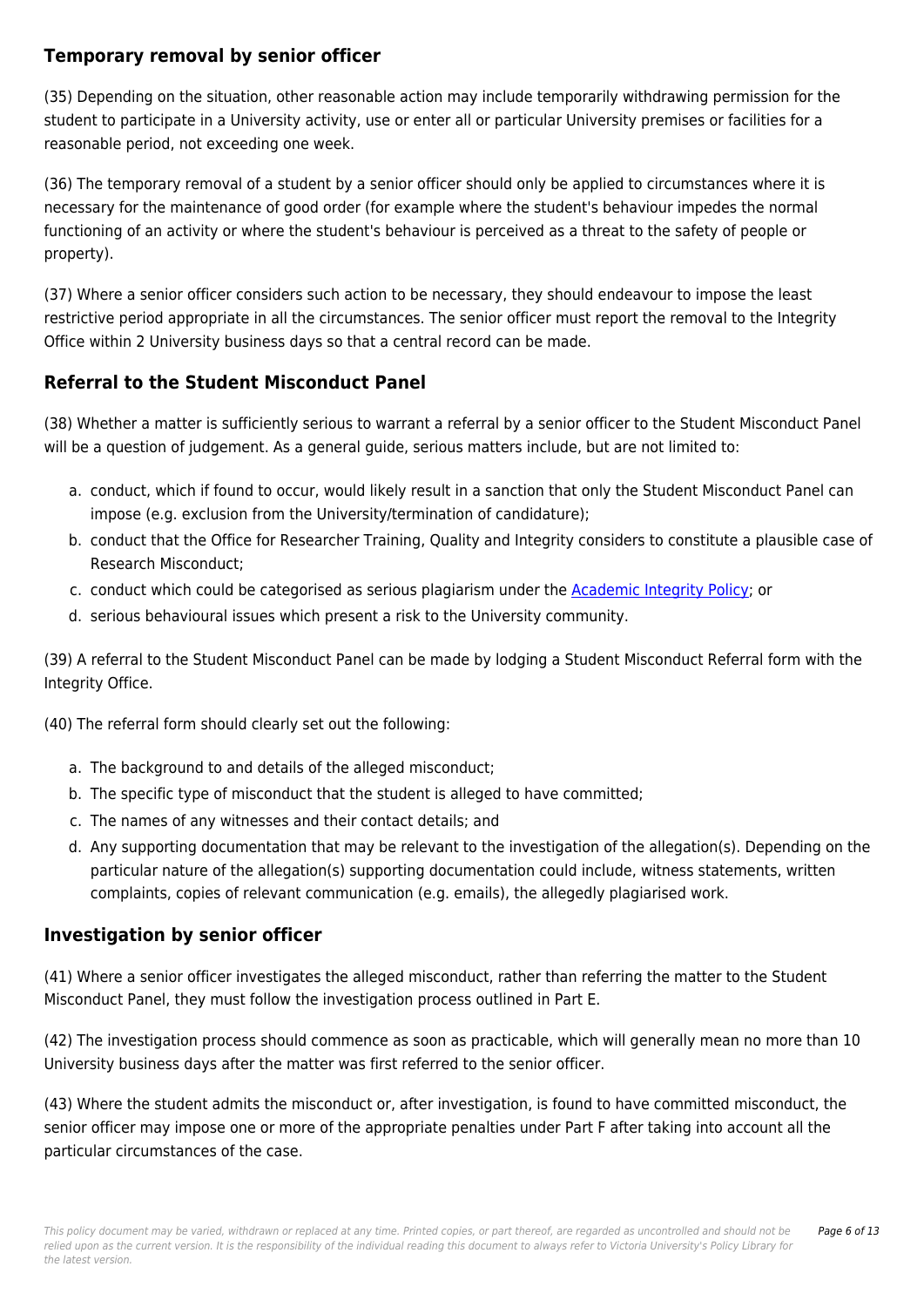## Temporary removal by senior officer

(35) Depending on the situation, other reasonable action may include temporarily withdrawing permission for the student to participate in a University activity, use or enter all or particular University premises or facilities for a reasonable period, not exceeding one week.

(36) The temporary removal of a student by a senior officer should only be applied to circumstances where it is necessary for the maintenance of good order (for example where the student's behaviour impedes the normal functioning of an activity or where the student's behaviour is perceived as a threat to the safety of people or property).

(37) Where a senior officer considers such action to be necessary, they should endeavour to impose the least restrictive period appropriate in all the circumstances. The senior officer must report the removal to the Integrity Office within 2 University business days so that a central record can be made.

## Referral to the Student Misconduct Panel

(38) Whether a matter is sufficiently serious to warrant a referral by a senior officer to the Student Misconduct Panel will be a question of judgement. As a general guide, serious matters include, but are not limited to:

a. conduct, which if found to occur, would likely result in a sanction that only the Student Misconduct Panel can impose (e.g. exclusion from the University/termination of candidature);
b. conduct that the Office for Researcher Training, Quality and Integrity considers to constitute a plausible case of Research Misconduct;
c. conduct which could be categorised as serious plagiarism under the Academic Integrity Policy; or
d. serious behavioural issues which present a risk to the University community.

(39) A referral to the Student Misconduct Panel can be made by lodging a Student Misconduct Referral form with the Integrity Office.

(40) The referral form should clearly set out the following:

a. The background to and details of the alleged misconduct;
b. The specific type of misconduct that the student is alleged to have committed;
c. The names of any witnesses and their contact details; and
d. Any supporting documentation that may be relevant to the investigation of the allegation(s). Depending on the particular nature of the allegation(s) supporting documentation could include, witness statements, written complaints, copies of relevant communication (e.g. emails), the allegedly plagiarised work.

## Investigation by senior officer

(41) Where a senior officer investigates the alleged misconduct, rather than referring the matter to the Student Misconduct Panel, they must follow the investigation process outlined in Part E.

(42) The investigation process should commence as soon as practicable, which will generally mean no more than 10 University business days after the matter was first referred to the senior officer.

(43) Where the student admits the misconduct or, after investigation, is found to have committed misconduct, the senior officer may impose one or more of the appropriate penalties under Part F after taking into account all the particular circumstances of the case.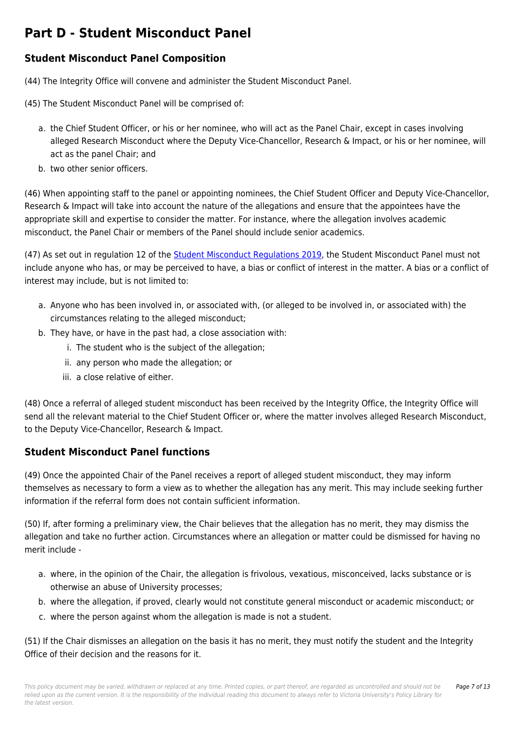# Part D - Student Misconduct Panel

## Student Misconduct Panel Composition

(44) The Integrity Office will convene and administer the Student Misconduct Panel.

(45) The Student Misconduct Panel will be comprised of:

a. the Chief Student Officer, or his or her nominee, who will act as the Panel Chair, except in cases involving alleged Research Misconduct where the Deputy Vice-Chancellor, Research & Impact, or his or her nominee, will act as the panel Chair; and
b. two other senior officers.

(46) When appointing staff to the panel or appointing nominees, the Chief Student Officer and Deputy Vice-Chancellor, Research & Impact will take into account the nature of the allegations and ensure that the appointees have the appropriate skill and expertise to consider the matter. For instance, where the allegation involves academic misconduct, the Panel Chair or members of the Panel should include senior academics.

(47) As set out in regulation 12 of the Student Misconduct Regulations 2019, the Student Misconduct Panel must not include anyone who has, or may be perceived to have, a bias or conflict of interest in the matter. A bias or a conflict of interest may include, but is not limited to:

a. Anyone who has been involved in, or associated with, (or alleged to be involved in, or associated with) the circumstances relating to the alleged misconduct;
b. They have, or have in the past had, a close association with:
   i. The student who is the subject of the allegation;
   ii. any person who made the allegation; or
   iii. a close relative of either.

(48) Once a referral of alleged student misconduct has been received by the Integrity Office, the Integrity Office will send all the relevant material to the Chief Student Officer or, where the matter involves alleged Research Misconduct, to the Deputy Vice-Chancellor, Research & Impact.

## Student Misconduct Panel functions

(49) Once the appointed Chair of the Panel receives a report of alleged student misconduct, they may inform themselves as necessary to form a view as to whether the allegation has any merit. This may include seeking further information if the referral form does not contain sufficient information.

(50) If, after forming a preliminary view, the Chair believes that the allegation has no merit, they may dismiss the allegation and take no further action. Circumstances where an allegation or matter could be dismissed for having no merit include -

a. where, in the opinion of the Chair, the allegation is frivolous, vexatious, misconceived, lacks substance or is otherwise an abuse of University processes;
b. where the allegation, if proved, clearly would not constitute general misconduct or academic misconduct; or
c. where the person against whom the allegation is made is not a student.

(51) If the Chair dismisses an allegation on the basis it has no merit, they must notify the student and the Integrity Office of their decision and the reasons for it.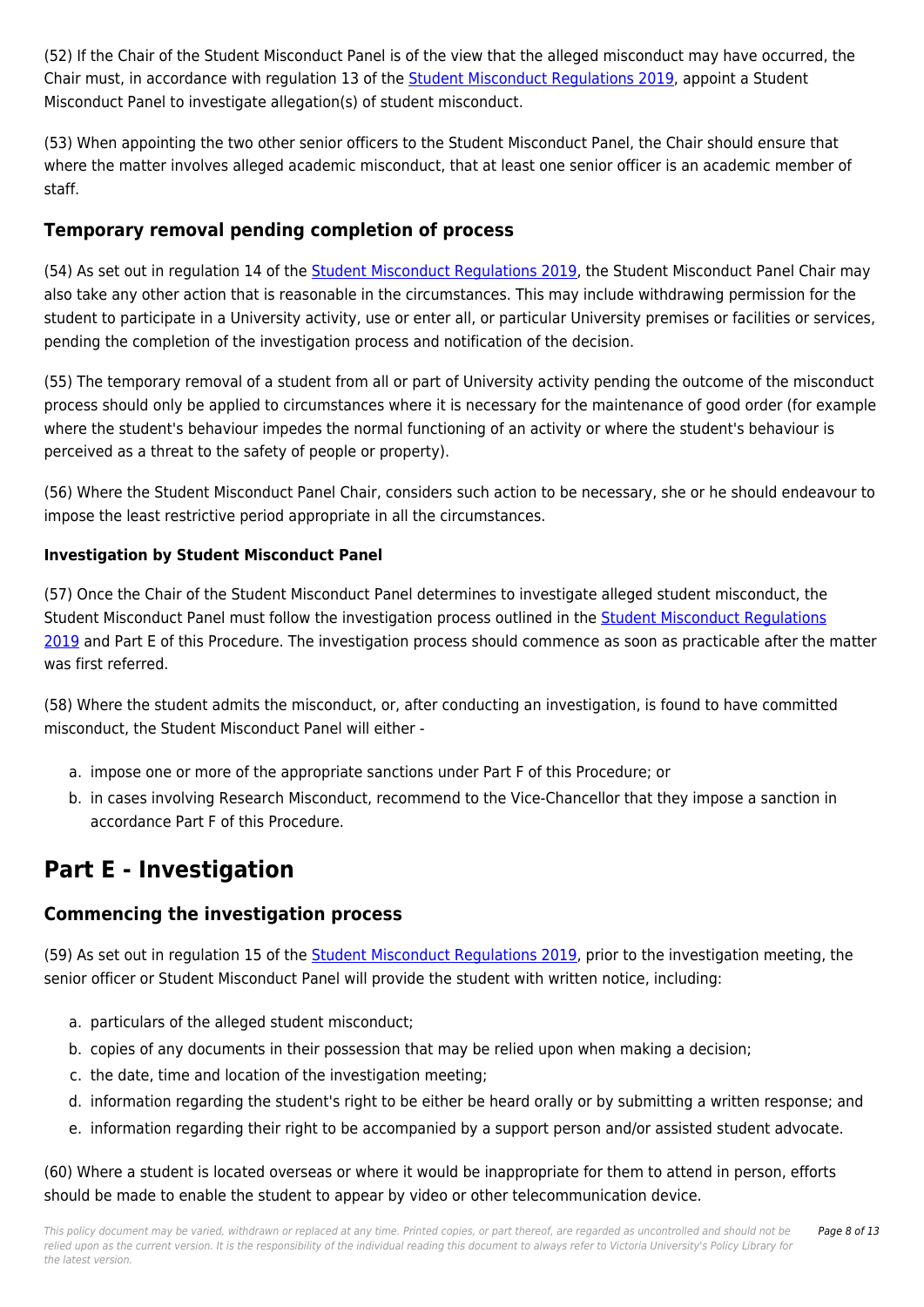(52) If the Chair of the Student Misconduct Panel is of the view that the alleged misconduct may have occurred, the Chair must, in accordance with regulation 13 of the Student Misconduct Regulations 2019, appoint a Student Misconduct Panel to investigate allegation(s) of student misconduct.

(53) When appointing the two other senior officers to the Student Misconduct Panel, the Chair should ensure that where the matter involves alleged academic misconduct, that at least one senior officer is an academic member of staff.

## Temporary removal pending completion of process

(54) As set out in regulation 14 of the Student Misconduct Regulations 2019, the Student Misconduct Panel Chair may also take any other action that is reasonable in the circumstances. This may include withdrawing permission for the student to participate in a University activity, use or enter all, or particular University premises or facilities or services, pending the completion of the investigation process and notification of the decision.

(55) The temporary removal of a student from all or part of University activity pending the outcome of the misconduct process should only be applied to circumstances where it is necessary for the maintenance of good order (for example where the student's behaviour impedes the normal functioning of an activity or where the student's behaviour is perceived as a threat to the safety of people or property).

(56) Where the Student Misconduct Panel Chair, considers such action to be necessary, she or he should endeavour to impose the least restrictive period appropriate in all the circumstances.

#### Investigation by Student Misconduct Panel

(57) Once the Chair of the Student Misconduct Panel determines to investigate alleged student misconduct, the Student Misconduct Panel must follow the investigation process outlined in the Student Misconduct Regulations 2019 and Part E of this Procedure. The investigation process should commence as soon as practicable after the matter was first referred.

(58) Where the student admits the misconduct, or, after conducting an investigation, is found to have committed misconduct, the Student Misconduct Panel will either -

a. impose one or more of the appropriate sanctions under Part F of this Procedure; or
b. in cases involving Research Misconduct, recommend to the Vice-Chancellor that they impose a sanction in accordance Part F of this Procedure.

# Part E - Investigation

## Commencing the investigation process

(59) As set out in regulation 15 of the Student Misconduct Regulations 2019, prior to the investigation meeting, the senior officer or Student Misconduct Panel will provide the student with written notice, including:

a. particulars of the alleged student misconduct;
b. copies of any documents in their possession that may be relied upon when making a decision;
c. the date, time and location of the investigation meeting;
d. information regarding the student's right to be either be heard orally or by submitting a written response; and
e. information regarding their right to be accompanied by a support person and/or assisted student advocate.

(60) Where a student is located overseas or where it would be inappropriate for them to attend in person, efforts should be made to enable the student to appear by video or other telecommunication device.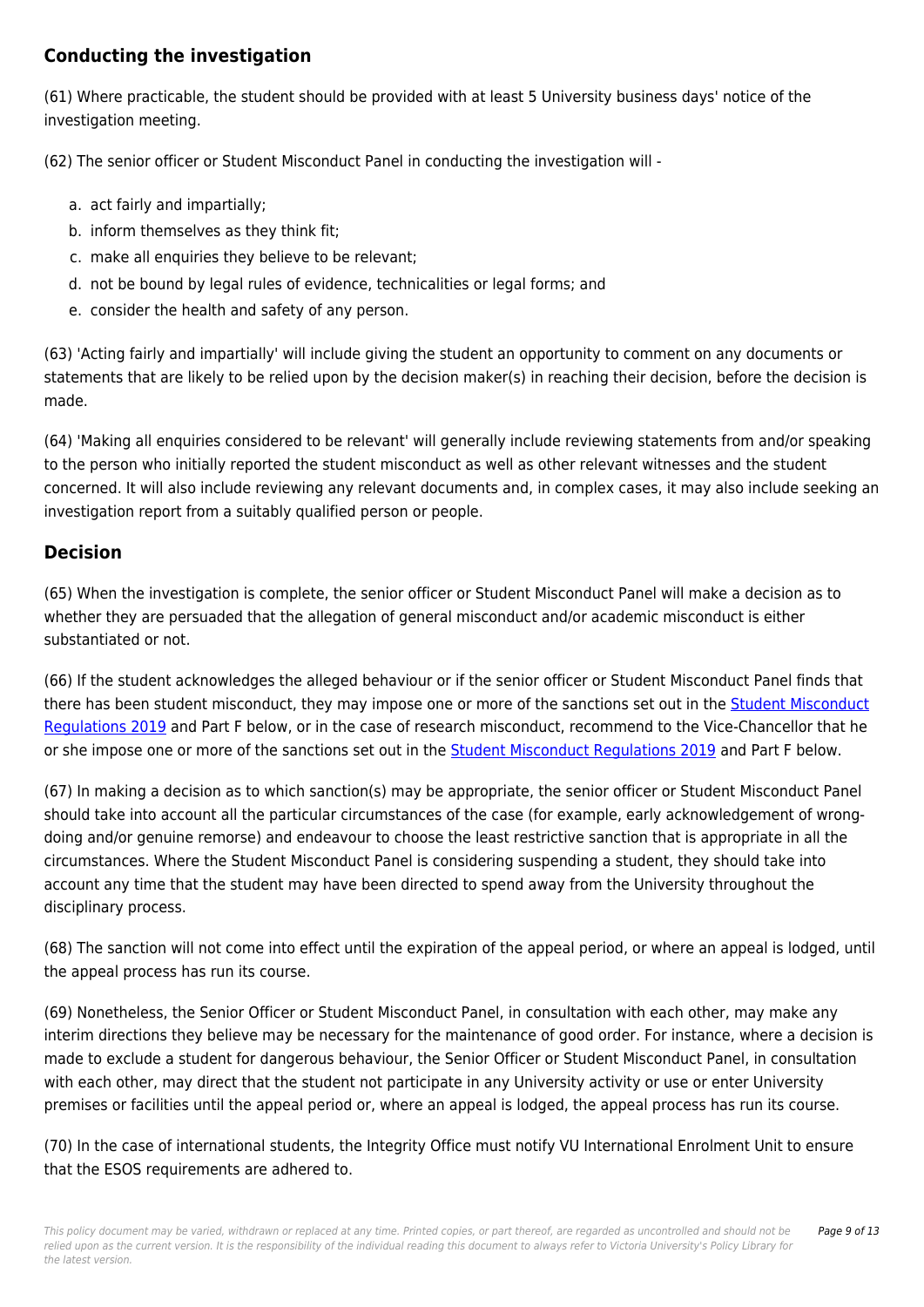## Conducting the investigation

(61) Where practicable, the student should be provided with at least 5 University business days' notice of the investigation meeting.

(62) The senior officer or Student Misconduct Panel in conducting the investigation will -

a. act fairly and impartially;
b. inform themselves as they think fit;
c. make all enquiries they believe to be relevant;
d. not be bound by legal rules of evidence, technicalities or legal forms; and
e. consider the health and safety of any person.

(63) 'Acting fairly and impartially' will include giving the student an opportunity to comment on any documents or statements that are likely to be relied upon by the decision maker(s) in reaching their decision, before the decision is made.

(64) 'Making all enquiries considered to be relevant' will generally include reviewing statements from and/or speaking to the person who initially reported the student misconduct as well as other relevant witnesses and the student concerned. It will also include reviewing any relevant documents and, in complex cases, it may also include seeking an investigation report from a suitably qualified person or people.

## Decision

(65) When the investigation is complete, the senior officer or Student Misconduct Panel will make a decision as to whether they are persuaded that the allegation of general misconduct and/or academic misconduct is either substantiated or not.

(66) If the student acknowledges the alleged behaviour or if the senior officer or Student Misconduct Panel finds that there has been student misconduct, they may impose one or more of the sanctions set out in the Student Misconduct Regulations 2019 and Part F below, or in the case of research misconduct, recommend to the Vice-Chancellor that he or she impose one or more of the sanctions set out in the Student Misconduct Regulations 2019 and Part F below.

(67) In making a decision as to which sanction(s) may be appropriate, the senior officer or Student Misconduct Panel should take into account all the particular circumstances of the case (for example, early acknowledgement of wrong-doing and/or genuine remorse) and endeavour to choose the least restrictive sanction that is appropriate in all the circumstances. Where the Student Misconduct Panel is considering suspending a student, they should take into account any time that the student may have been directed to spend away from the University throughout the disciplinary process.

(68) The sanction will not come into effect until the expiration of the appeal period, or where an appeal is lodged, until the appeal process has run its course.

(69) Nonetheless, the Senior Officer or Student Misconduct Panel, in consultation with each other, may make any interim directions they believe may be necessary for the maintenance of good order. For instance, where a decision is made to exclude a student for dangerous behaviour, the Senior Officer or Student Misconduct Panel, in consultation with each other, may direct that the student not participate in any University activity or use or enter University premises or facilities until the appeal period or, where an appeal is lodged, the appeal process has run its course.

(70) In the case of international students, the Integrity Office must notify VU International Enrolment Unit to ensure that the ESOS requirements are adhered to.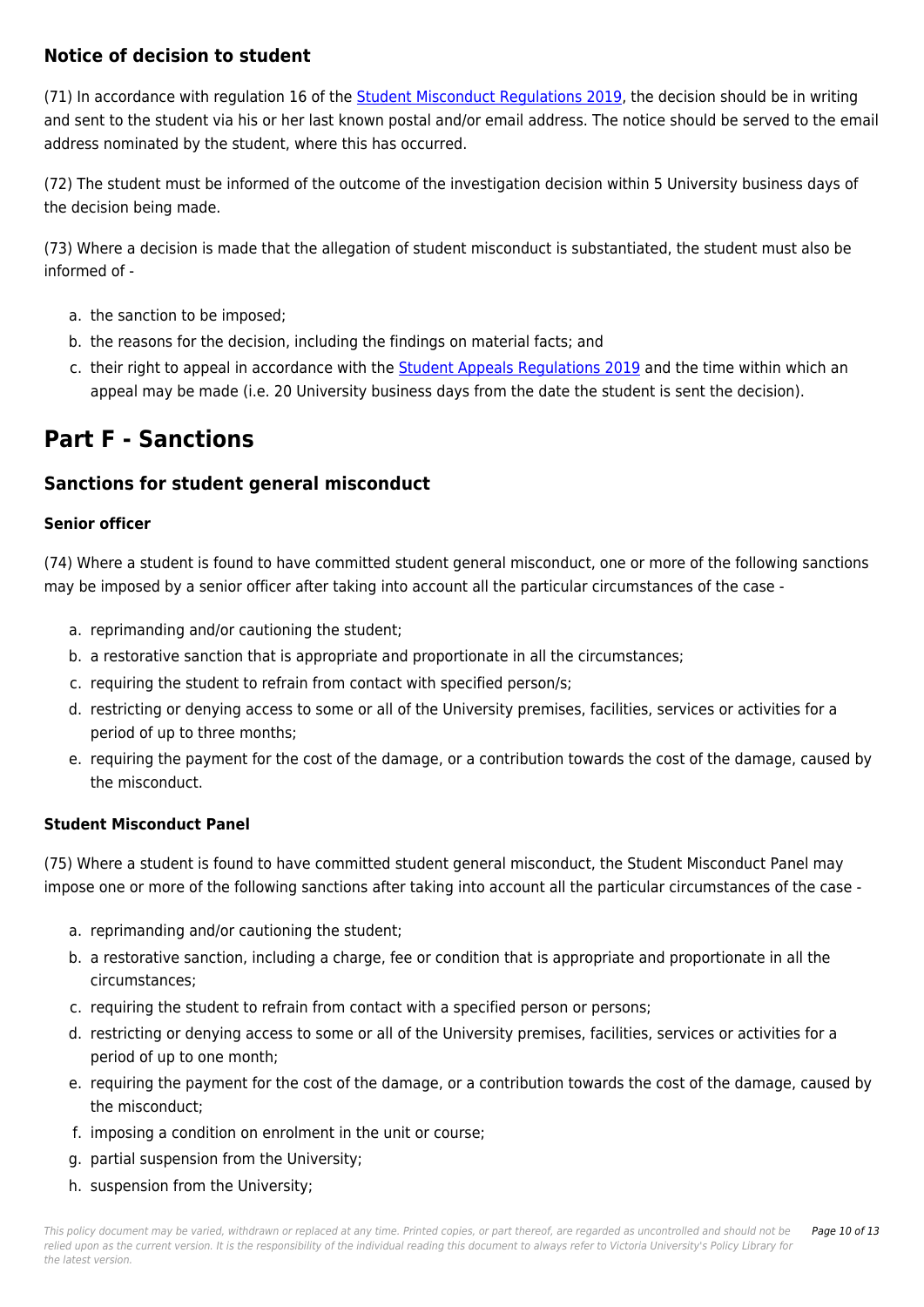### Notice of decision to student

(71) In accordance with regulation 16 of the Student Misconduct Regulations 2019, the decision should be in writing and sent to the student via his or her last known postal and/or email address. The notice should be served to the email address nominated by the student, where this has occurred.

(72) The student must be informed of the outcome of the investigation decision within 5 University business days of the decision being made.

(73) Where a decision is made that the allegation of student misconduct is substantiated, the student must also be informed of -

a. the sanction to be imposed;
b. the reasons for the decision, including the findings on material facts; and
c. their right to appeal in accordance with the Student Appeals Regulations 2019 and the time within which an appeal may be made (i.e. 20 University business days from the date the student is sent the decision).

# Part F - Sanctions

## Sanctions for student general misconduct

#### Senior officer

(74) Where a student is found to have committed student general misconduct, one or more of the following sanctions may be imposed by a senior officer after taking into account all the particular circumstances of the case -

a. reprimanding and/or cautioning the student;
b. a restorative sanction that is appropriate and proportionate in all the circumstances;
c. requiring the student to refrain from contact with specified person/s;
d. restricting or denying access to some or all of the University premises, facilities, services or activities for a period of up to three months;
e. requiring the payment for the cost of the damage, or a contribution towards the cost of the damage, caused by the misconduct.

#### Student Misconduct Panel

(75) Where a student is found to have committed student general misconduct, the Student Misconduct Panel may impose one or more of the following sanctions after taking into account all the particular circumstances of the case -

a. reprimanding and/or cautioning the student;
b. a restorative sanction, including a charge, fee or condition that is appropriate and proportionate in all the circumstances;
c. requiring the student to refrain from contact with a specified person or persons;
d. restricting or denying access to some or all of the University premises, facilities, services or activities for a period of up to one month;
e. requiring the payment for the cost of the damage, or a contribution towards the cost of the damage, caused by the misconduct;
f. imposing a condition on enrolment in the unit or course;
g. partial suspension from the University;
h. suspension from the University;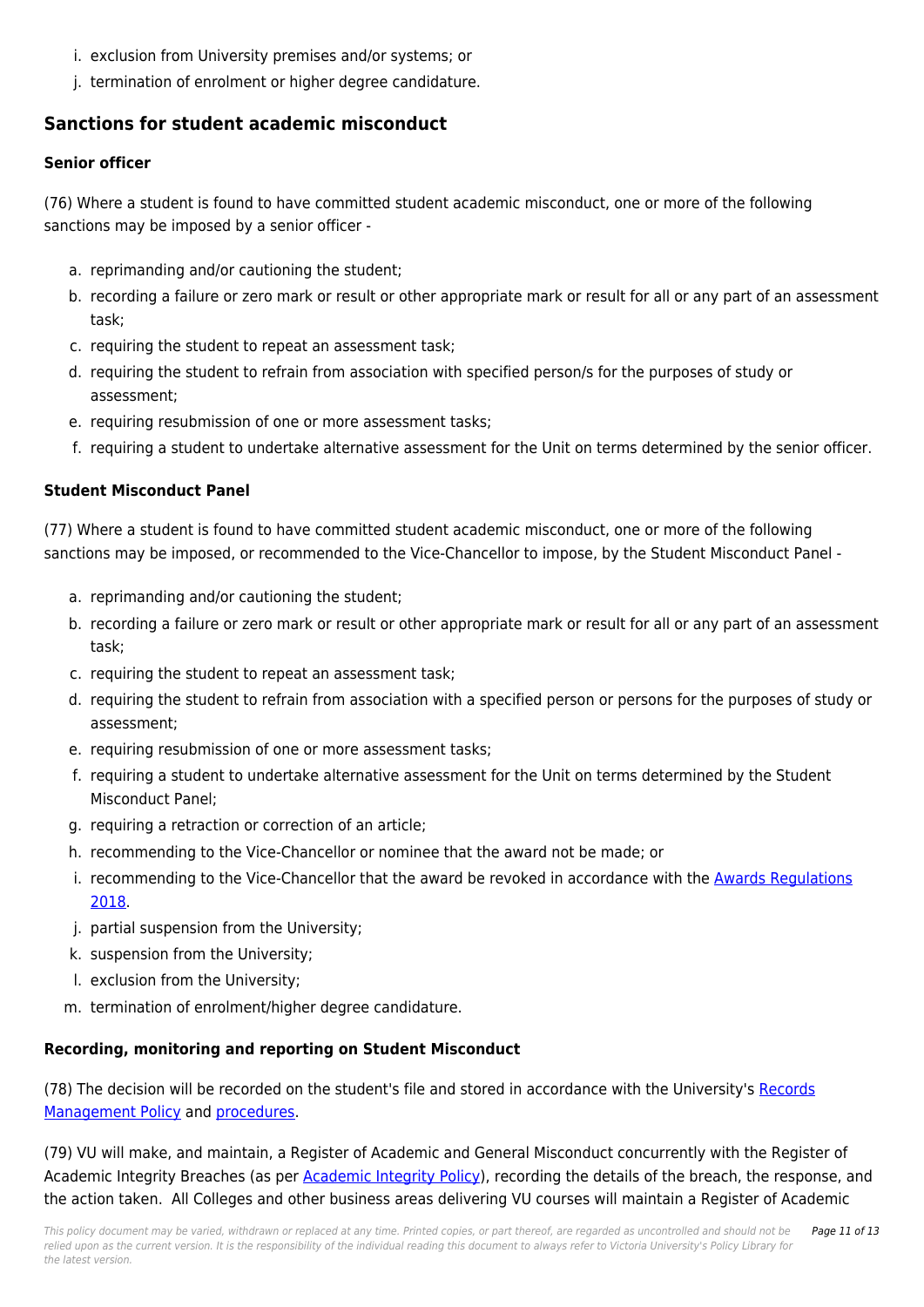i. exclusion from University premises and/or systems; or
j. termination of enrolment or higher degree candidature.

## Sanctions for student academic misconduct

### Senior officer

(76) Where a student is found to have committed student academic misconduct, one or more of the following sanctions may be imposed by a senior officer -

a. reprimanding and/or cautioning the student;
b. recording a failure or zero mark or result or other appropriate mark or result for all or any part of an assessment task;
c. requiring the student to repeat an assessment task;
d. requiring the student to refrain from association with specified person/s for the purposes of study or assessment;
e. requiring resubmission of one or more assessment tasks;
f. requiring a student to undertake alternative assessment for the Unit on terms determined by the senior officer.

### Student Misconduct Panel

(77) Where a student is found to have committed student academic misconduct, one or more of the following sanctions may be imposed, or recommended to the Vice-Chancellor to impose, by the Student Misconduct Panel -

a. reprimanding and/or cautioning the student;
b. recording a failure or zero mark or result or other appropriate mark or result for all or any part of an assessment task;
c. requiring the student to repeat an assessment task;
d. requiring the student to refrain from association with a specified person or persons for the purposes of study or assessment;
e. requiring resubmission of one or more assessment tasks;
f. requiring a student to undertake alternative assessment for the Unit on terms determined by the Student Misconduct Panel;
g. requiring a retraction or correction of an article;
h. recommending to the Vice-Chancellor or nominee that the award not be made; or
i. recommending to the Vice-Chancellor that the award be revoked in accordance with the Awards Regulations 2018.
j. partial suspension from the University;
k. suspension from the University;
l. exclusion from the University;
m. termination of enrolment/higher degree candidature.

### Recording, monitoring and reporting on Student Misconduct

(78) The decision will be recorded on the student's file and stored in accordance with the University's Records Management Policy and procedures.

(79) VU will make, and maintain, a Register of Academic and General Misconduct concurrently with the Register of Academic Integrity Breaches (as per Academic Integrity Policy), recording the details of the breach, the response, and the action taken. All Colleges and other business areas delivering VU courses will maintain a Register of Academic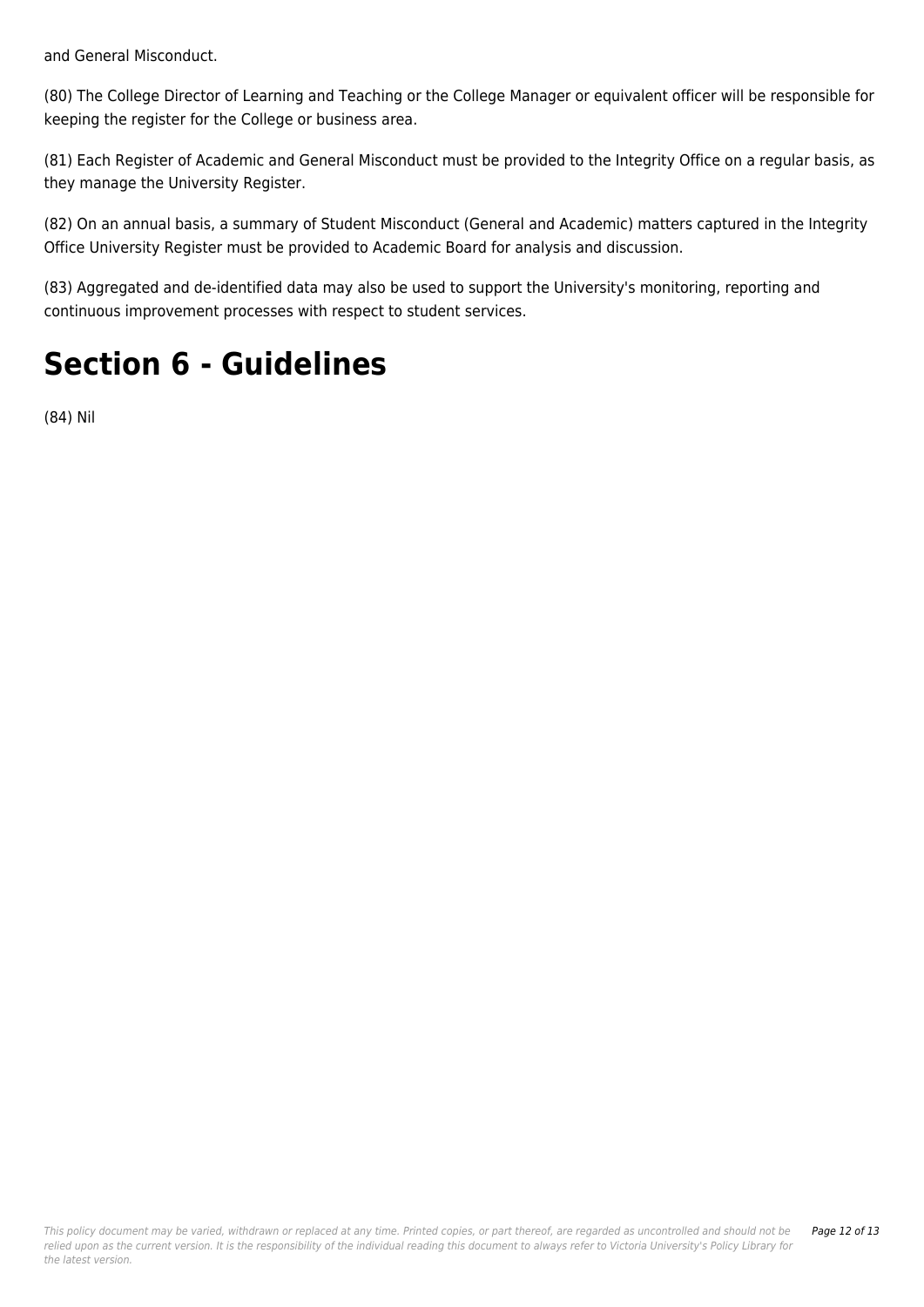and General Misconduct.

(80) The College Director of Learning and Teaching or the College Manager or equivalent officer will be responsible for keeping the register for the College or business area.

(81) Each Register of Academic and General Misconduct must be provided to the Integrity Office on a regular basis, as they manage the University Register.

(82) On an annual basis, a summary of Student Misconduct (General and Academic) matters captured in the Integrity Office University Register must be provided to Academic Board for analysis and discussion.

(83) Aggregated and de-identified data may also be used to support the University's monitoring, reporting and continuous improvement processes with respect to student services.

# Section 6 - Guidelines

(84) Nil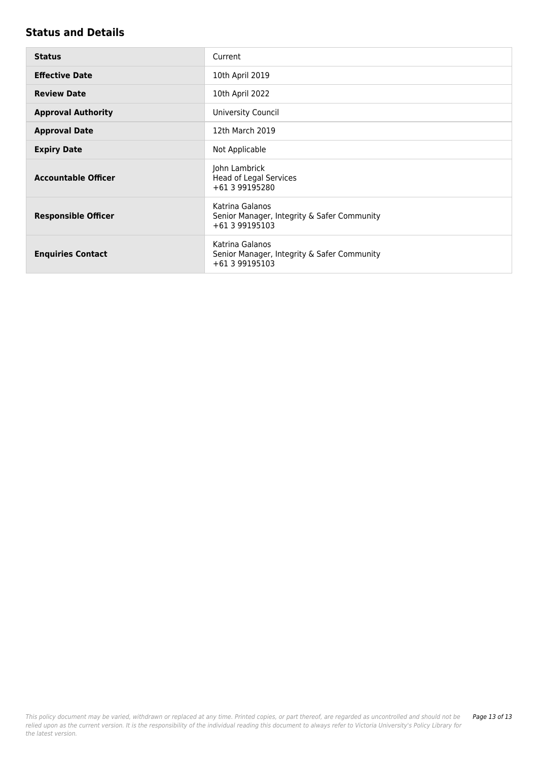## Status and Details

| | |
|---|---|
| **Status** | Current |
| **Effective Date** | 10th April 2019 |
| **Review Date** | 10th April 2022 |
| **Approval Authority** | University Council |
| **Approval Date** | 12th March 2019 |
| **Expiry Date** | Not Applicable |
| **Accountable Officer** | John Lambrick<br>Head of Legal Services<br>+61 3 99195280 |
| **Responsible Officer** | Katrina Galanos<br>Senior Manager, Integrity & Safer Community<br>+61 3 99195103 |
| **Enquiries Contact** | Katrina Galanos<br>Senior Manager, Integrity & Safer Community<br>+61 3 99195103 |